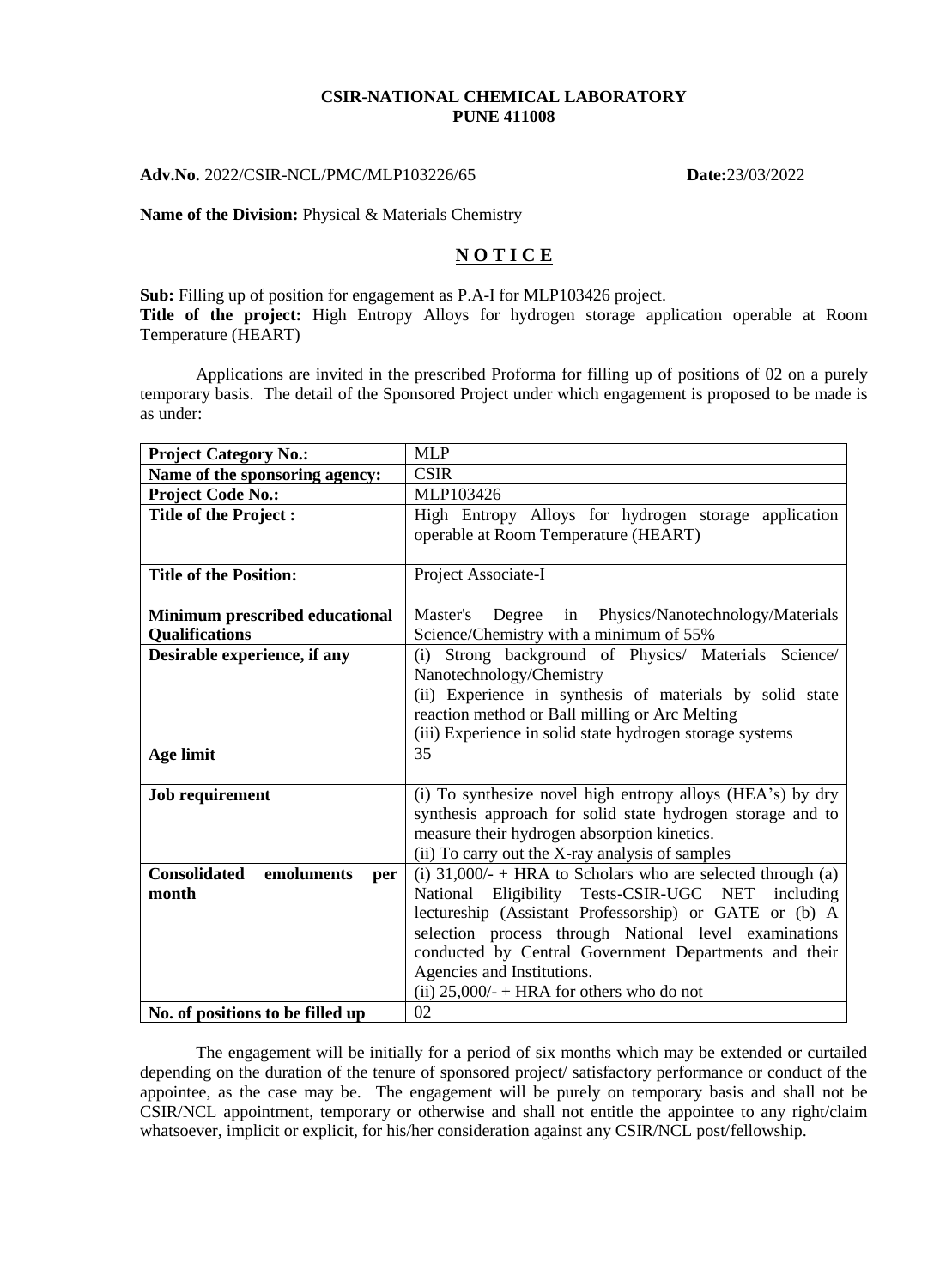**CSIR-NATIONAL CHEMICAL LABORATORY**
**PUNE 411008**

**Adv.No.** 2022/CSIR-NCL/PMC/MLP103226/65 **Date:**23/03/2022

**Name of the Division:** Physical & Materials Chemistry

## N O T I C E

**Sub:** Filling up of position for engagement as P.A-I for MLP103426 project.
**Title of the project:** High Entropy Alloys for hydrogen storage application operable at Room Temperature (HEART)

Applications are invited in the prescribed Proforma for filling up of positions of 02 on a purely temporary basis. The detail of the Sponsored Project under which engagement is proposed to be made is as under:

| | |
|---|---|
| **Project Category No.:** | MLP |
| **Name of the sponsoring agency:** | CSIR |
| **Project Code No.:** | MLP103426 |
| **Title of the Project :** | High Entropy Alloys for hydrogen storage application operable at Room Temperature (HEART) |
| **Title of the Position:** | Project Associate-I |
| **Minimum prescribed educational Qualifications** | Master's Degree in Physics/Nanotechnology/Materials Science/Chemistry with a minimum of 55% |
| **Desirable experience, if any** | (i) Strong background of Physics/ Materials Science/ Nanotechnology/Chemistry<br>(ii) Experience in synthesis of materials by solid state reaction method or Ball milling or Arc Melting<br>(iii) Experience in solid state hydrogen storage systems |
| **Age limit** | 35 |
| **Job requirement** | (i) To synthesize novel high entropy alloys (HEA's) by dry synthesis approach for solid state hydrogen storage and to measure their hydrogen absorption kinetics.<br>(ii) To carry out the X-ray analysis of samples |
| **Consolidated emoluments per month** | (i) 31,000/- + HRA to Scholars who are selected through (a) National Eligibility Tests-CSIR-UGC NET including lectureship (Assistant Professorship) or GATE or (b) A selection process through National level examinations conducted by Central Government Departments and their Agencies and Institutions.<br>(ii) 25,000/- + HRA for others who do not |
| **No. of positions to be filled up** | 02 |

The engagement will be initially for a period of six months which may be extended or curtailed depending on the duration of the tenure of sponsored project/ satisfactory performance or conduct of the appointee, as the case may be. The engagement will be purely on temporary basis and shall not be CSIR/NCL appointment, temporary or otherwise and shall not entitle the appointee to any right/claim whatsoever, implicit or explicit, for his/her consideration against any CSIR/NCL post/fellowship.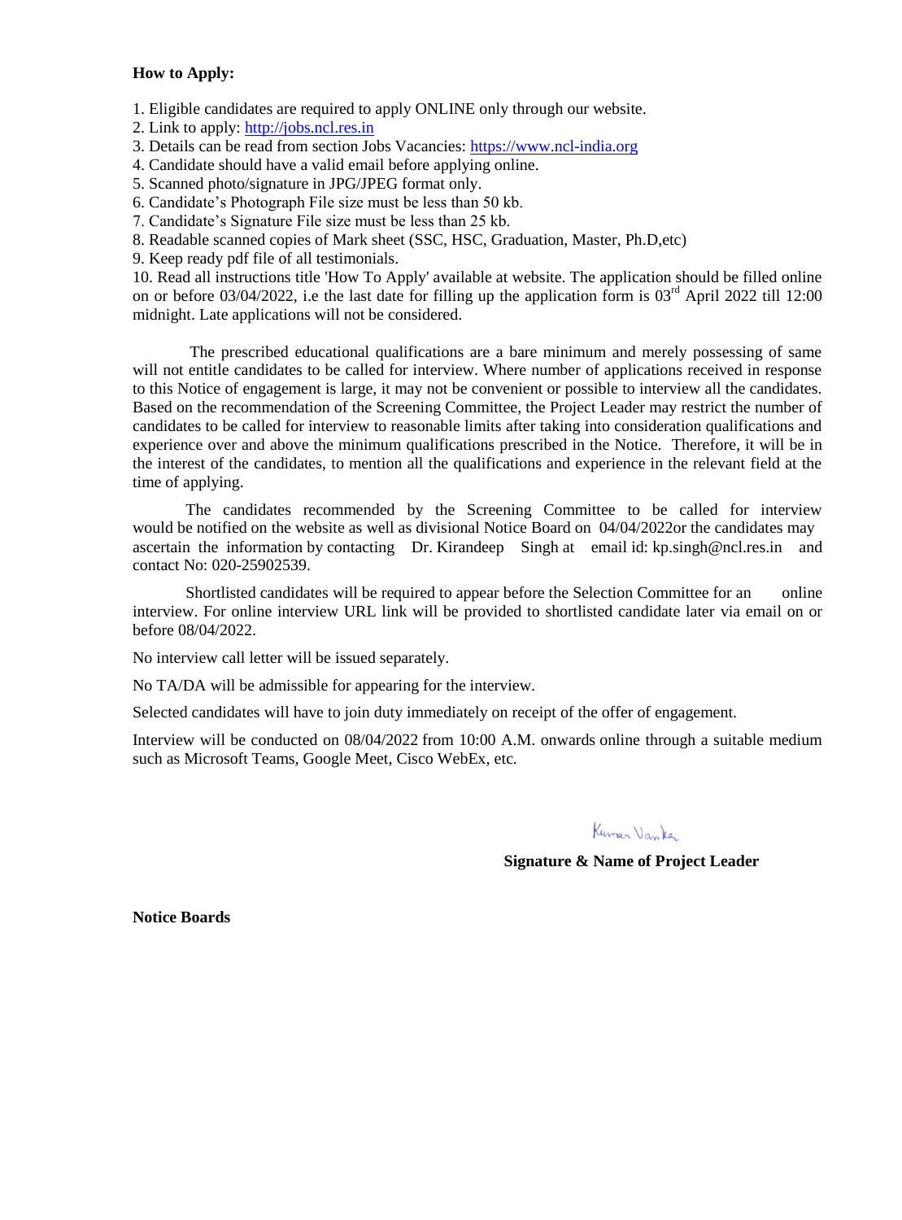**How to Apply:**

1. Eligible candidates are required to apply ONLINE only through our website.
2. Link to apply: http://jobs.ncl.res.in
3. Details can be read from section Jobs Vacancies: https://www.ncl-india.org
4. Candidate should have a valid email before applying online.
5. Scanned photo/signature in JPG/JPEG format only.
6. Candidate's Photograph File size must be less than 50 kb.
7. Candidate's Signature File size must be less than 25 kb.
8. Readable scanned copies of Mark sheet (SSC, HSC, Graduation, Master, Ph.D,etc)
9. Keep ready pdf file of all testimonials.
10. Read all instructions title 'How To Apply' available at website. The application should be filled online on or before 03/04/2022, i.e the last date for filling up the application form is 03rd April 2022 till 12:00 midnight. Late applications will not be considered.

The prescribed educational qualifications are a bare minimum and merely possessing of same will not entitle candidates to be called for interview. Where number of applications received in response to this Notice of engagement is large, it may not be convenient or possible to interview all the candidates. Based on the recommendation of the Screening Committee, the Project Leader may restrict the number of candidates to be called for interview to reasonable limits after taking into consideration qualifications and experience over and above the minimum qualifications prescribed in the Notice. Therefore, it will be in the interest of the candidates, to mention all the qualifications and experience in the relevant field at the time of applying.

The candidates recommended by the Screening Committee to be called for interview would be notified on the website as well as divisional Notice Board on 04/04/2022or the candidates may ascertain the information by contacting Dr. Kirandeep Singh at email id: kp.singh@ncl.res.in and contact No: 020-25902539.

Shortlisted candidates will be required to appear before the Selection Committee for an online interview. For online interview URL link will be provided to shortlisted candidate later via email on or before 08/04/2022.

No interview call letter will be issued separately.

No TA/DA will be admissible for appearing for the interview.

Selected candidates will have to join duty immediately on receipt of the offer of engagement.

Interview will be conducted on 08/04/2022 from 10:00 A.M. onwards online through a suitable medium such as Microsoft Teams, Google Meet, Cisco WebEx, etc.

Kumar Vanka

**Signature & Name of Project Leader**

**Notice Boards**